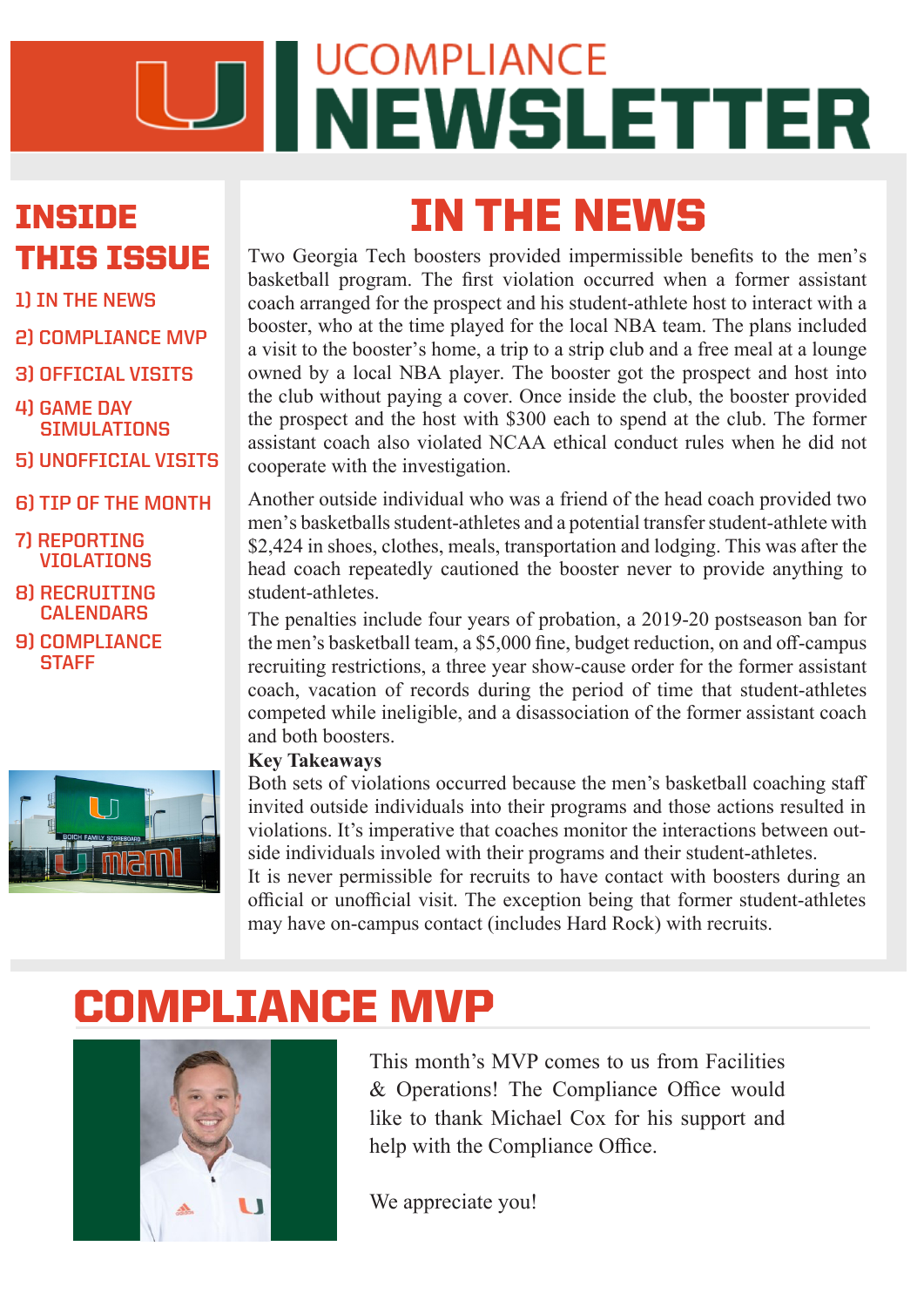# UCOMPLIANCE NEWSLETTER

## INSIDE THIS ISSUE

1) IN THE NEWS
2) COMPLIANCE MVP
3) OFFICIAL VISITS
4) GAME DAY SIMULATIONS
5) UNOFFICIAL VISITS
6) TIP OF THE MONTH
7) REPORTING VIOLATIONS
8) RECRUITING CALENDARS
9) COMPLIANCE STAFF

## IN THE NEWS

Two Georgia Tech boosters provided impermissible benefits to the men's basketball program. The first violation occurred when a former assistant coach arranged for the prospect and his student-athlete host to interact with a booster, who at the time played for the local NBA team. The plans included a visit to the booster's home, a trip to a strip club and a free meal at a lounge owned by a local NBA player. The booster got the prospect and host into the club without paying a cover. Once inside the club, the booster provided the prospect and the host with $300 each to spend at the club. The former assistant coach also violated NCAA ethical conduct rules when he did not cooperate with the investigation.

Another outside individual who was a friend of the head coach provided two men's basketballs student-athletes and a potential transfer student-athlete with $2,424 in shoes, clothes, meals, transportation and lodging. This was after the head coach repeatedly cautioned the booster never to provide anything to student-athletes.

The penalties include four years of probation, a 2019-20 postseason ban for the men's basketball team, a $5,000 fine, budget reduction, on and off-campus recruiting restrictions, a three year show-cause order for the former assistant coach, vacation of records during the period of time that student-athletes competed while ineligible, and a disassociation of the former assistant coach and both boosters.

**Key Takeaways**

Both sets of violations occurred because the men's basketball coaching staff invited outside individuals into their programs and those actions resulted in violations. It's imperative that coaches monitor the interactions between outside individuals involed with their programs and their student-athletes.

It is never permissible for recruits to have contact with boosters during an official or unofficial visit. The exception being that former student-athletes may have on-campus contact (includes Hard Rock) with recruits.

## COMPLIANCE MVP

This month's MVP comes to us from Facilities & Operations! The Compliance Office would like to thank Michael Cox for his support and help with the Compliance Office.

We appreciate you!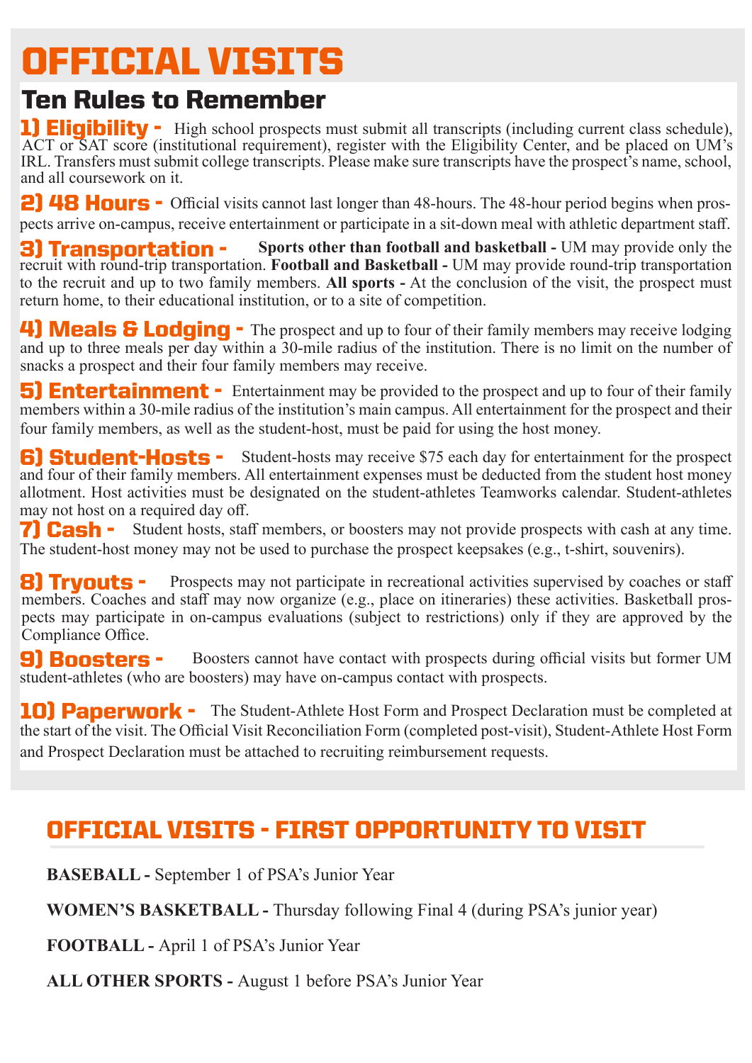# OFFICIAL VISITS

## Ten Rules to Remember

**1) Eligibility -** High school prospects must submit all transcripts (including current class schedule), ACT or SAT score (institutional requirement), register with the Eligibility Center, and be placed on UM's IRL. Transfers must submit college transcripts. Please make sure transcripts have the prospect's name, school, and all coursework on it.

**2) 48 Hours -** Official visits cannot last longer than 48-hours. The 48-hour period begins when prospects arrive on-campus, receive entertainment or participate in a sit-down meal with athletic department staff.

**3) Transportation -** **Sports other than football and basketball -** UM may provide only the recruit with round-trip transportation. **Football and Basketball -** UM may provide round-trip transportation to the recruit and up to two family members. **All sports -** At the conclusion of the visit, the prospect must return home, to their educational institution, or to a site of competition.

**4) Meals & Lodging -** The prospect and up to four of their family members may receive lodging and up to three meals per day within a 30-mile radius of the institution. There is no limit on the number of snacks a prospect and their four family members may receive.

**5) Entertainment -** Entertainment may be provided to the prospect and up to four of their family members within a 30-mile radius of the institution's main campus. All entertainment for the prospect and their four family members, as well as the student-host, must be paid for using the host money.

**6) Student-Hosts -** Student-hosts may receive $75 each day for entertainment for the prospect and four of their family members. All entertainment expenses must be deducted from the student host money allotment. Host activities must be designated on the student-athletes Teamworks calendar. Student-athletes may not host on a required day off.

**7) Cash -** Student hosts, staff members, or boosters may not provide prospects with cash at any time. The student-host money may not be used to purchase the prospect keepsakes (e.g., t-shirt, souvenirs).

**8) Tryouts -** Prospects may not participate in recreational activities supervised by coaches or staff members. Coaches and staff may now organize (e.g., place on itineraries) these activities. Basketball prospects may participate in on-campus evaluations (subject to restrictions) only if they are approved by the Compliance Office.

**9) Boosters -** Boosters cannot have contact with prospects during official visits but former UM student-athletes (who are boosters) may have on-campus contact with prospects.

**10) Paperwork -** The Student-Athlete Host Form and Prospect Declaration must be completed at the start of the visit. The Official Visit Reconciliation Form (completed post-visit), Student-Athlete Host Form and Prospect Declaration must be attached to recruiting reimbursement requests.

## OFFICIAL VISITS - FIRST OPPORTUNITY TO VISIT

**BASEBALL -** September 1 of PSA's Junior Year

**WOMEN'S BASKETBALL -** Thursday following Final 4 (during PSA's junior year)

**FOOTBALL -** April 1 of PSA's Junior Year

**ALL OTHER SPORTS -** August 1 before PSA's Junior Year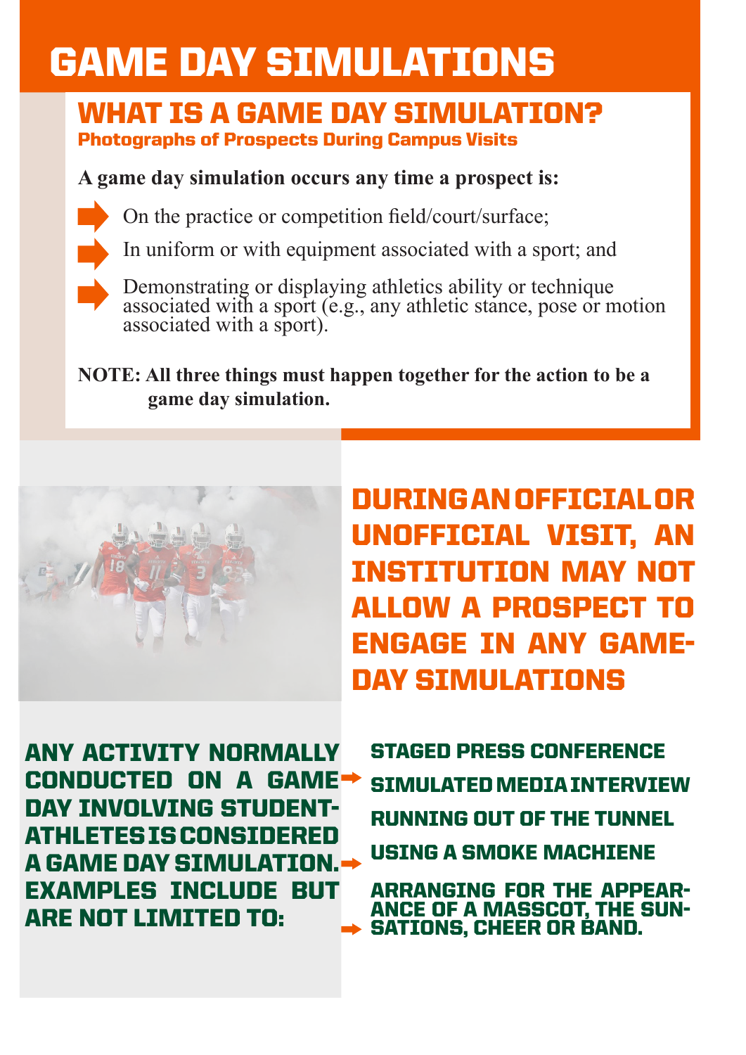# GAME DAY SIMULATIONS

## WHAT IS A GAME DAY SIMULATION?

**Photographs of Prospects During Campus Visits**

**A game day simulation occurs any time a prospect is:**

- On the practice or competition field/court/surface;
- In uniform or with equipment associated with a sport; and
- Demonstrating or displaying athletics ability or technique associated with a sport (e.g., any athletic stance, pose or motion associated with a sport).

**NOTE: All three things must happen together for the action to be a game day simulation.**

## DURING AN OFFICIAL OR UNOFFICIAL VISIT, AN INSTITUTION MAY NOT ALLOW A PROSPECT TO ENGAGE IN ANY GAME-DAY SIMULATIONS

**ANY ACTIVITY NORMALLY CONDUCTED ON A GAME DAY INVOLVING STUDENT-ATHLETES IS CONSIDERED A GAME DAY SIMULATION. EXAMPLES INCLUDE BUT ARE NOT LIMITED TO:**

- STAGED PRESS CONFERENCE
- SIMULATED MEDIA INTERVIEW
- RUNNING OUT OF THE TUNNEL
- USING A SMOKE MACHIENE
- ARRANGING FOR THE APPEARANCE OF A MASSCOT, THE SUNSATIONS, CHEER OR BAND.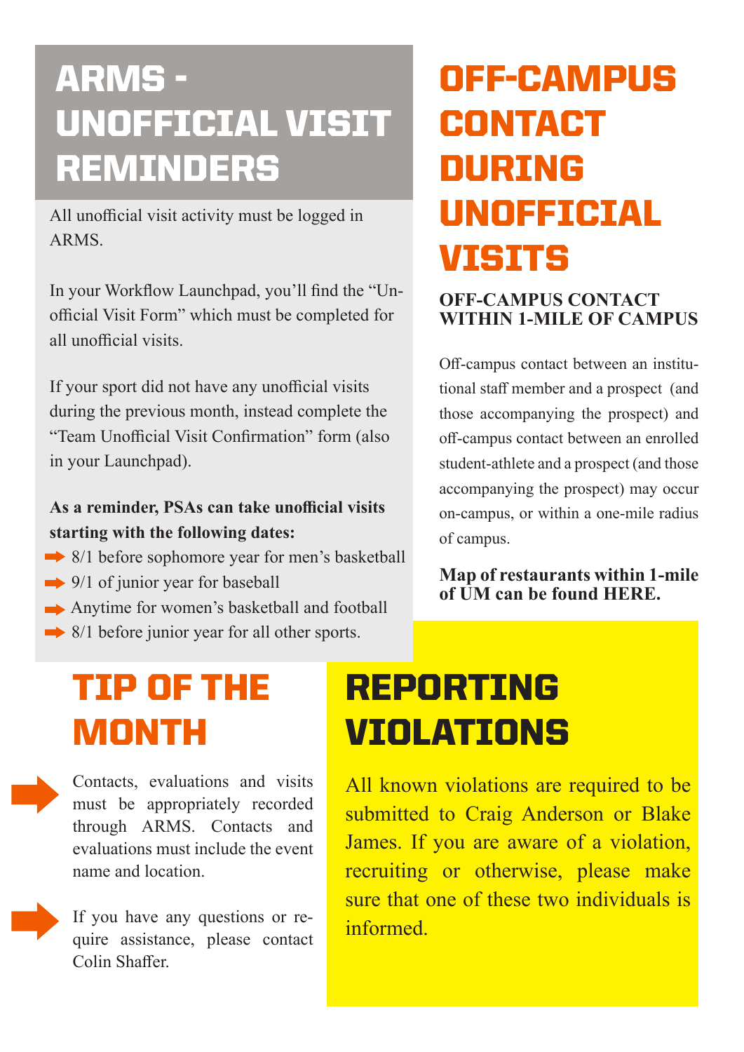# ARMS - UNOFFICIAL VISIT REMINDERS

All unofficial visit activity must be logged in ARMS.

In your Workflow Launchpad, you'll find the "Unofficial Visit Form" which must be completed for all unofficial visits.

If your sport did not have any unofficial visits during the previous month, instead complete the "Team Unofficial Visit Confirmation" form (also in your Launchpad).

**As a reminder, PSAs can take unofficial visits starting with the following dates:**

- 8/1 before sophomore year for men's basketball
- 9/1 of junior year for baseball
- Anytime for women's basketball and football
- 8/1 before junior year for all other sports.

# OFF-CAMPUS CONTACT DURING UNOFFICIAL VISITS

### OFF-CAMPUS CONTACT WITHIN 1-MILE OF CAMPUS

Off-campus contact between an institutional staff member and a prospect (and those accompanying the prospect) and off-campus contact between an enrolled student-athlete and a prospect (and those accompanying the prospect) may occur on-campus, or within a one-mile radius of campus.

**Map of restaurants within 1-mile of UM can be found HERE.**

# TIP OF THE MONTH

- Contacts, evaluations and visits must be appropriately recorded through ARMS. Contacts and evaluations must include the event name and location.
- If you have any questions or require assistance, please contact Colin Shaffer.

# REPORTING VIOLATIONS

All known violations are required to be submitted to Craig Anderson or Blake James. If you are aware of a violation, recruiting or otherwise, please make sure that one of these two individuals is informed.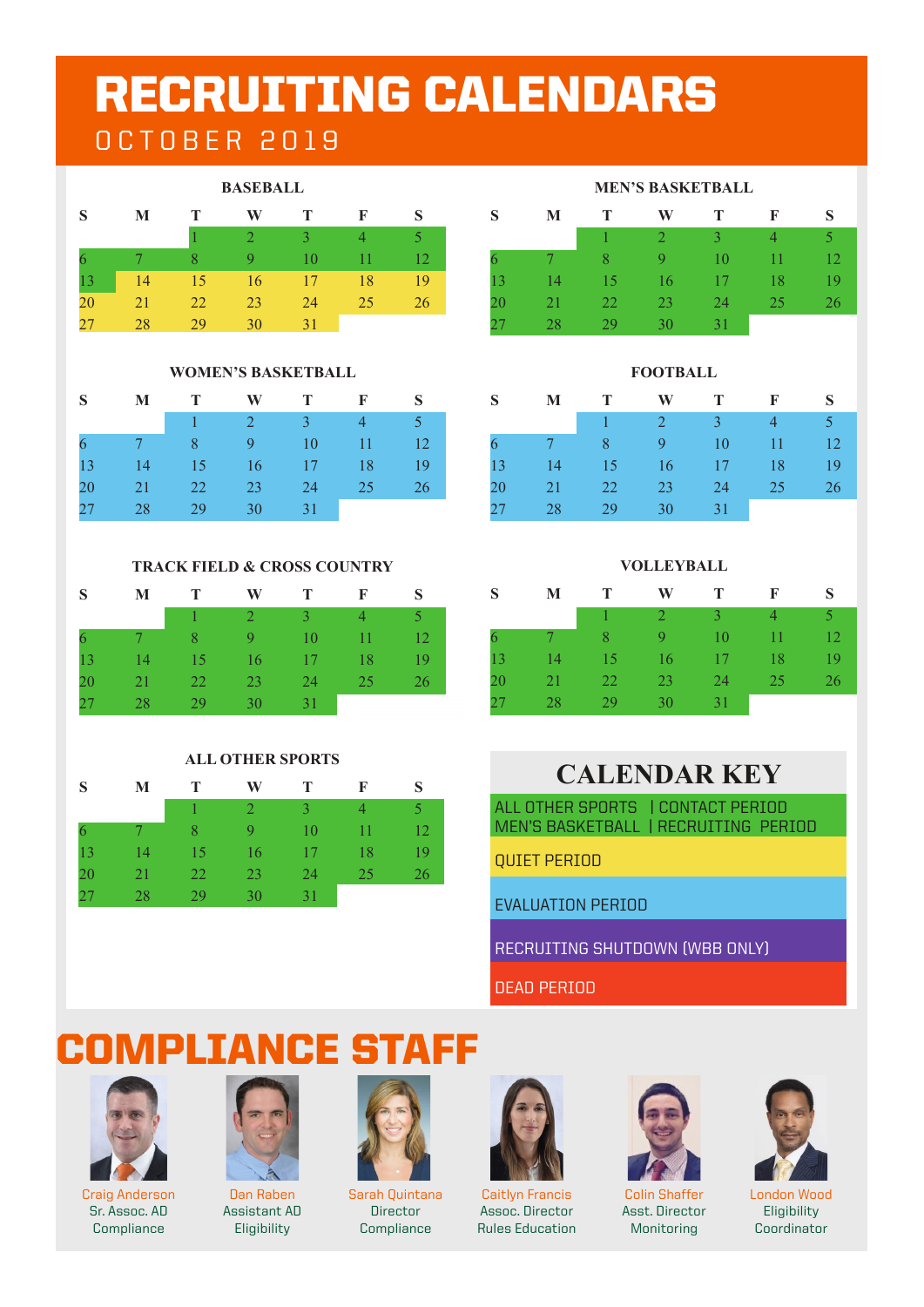# RECRUITING CALENDARS

## OCTOBER 2019

### BASEBALL

| S | M | T | W | T | F | S |
|---|---|---|---|---|---|---|
| | | 1 | 2 | 3 | 4 | 5 |
| 6 | 7 | 8 | 9 | 10 | 11 | 12 |
| 13 | 14 | 15 | 16 | 17 | 18 | 19 |
| 20 | 21 | 22 | 23 | 24 | 25 | 26 |
| 27 | 28 | 29 | 30 | 31 | | |

### MEN'S BASKETBALL

| S | M | T | W | T | F | S |
|---|---|---|---|---|---|---|
| | | 1 | 2 | 3 | 4 | 5 |
| 6 | 7 | 8 | 9 | 10 | 11 | 12 |
| 13 | 14 | 15 | 16 | 17 | 18 | 19 |
| 20 | 21 | 22 | 23 | 24 | 25 | 26 |
| 27 | 28 | 29 | 30 | 31 | | |

### WOMEN'S BASKETBALL

| S | M | T | W | T | F | S |
|---|---|---|---|---|---|---|
| | | 1 | 2 | 3 | 4 | 5 |
| 6 | 7 | 8 | 9 | 10 | 11 | 12 |
| 13 | 14 | 15 | 16 | 17 | 18 | 19 |
| 20 | 21 | 22 | 23 | 24 | 25 | 26 |
| 27 | 28 | 29 | 30 | 31 | | |

### FOOTBALL

| S | M | T | W | T | F | S |
|---|---|---|---|---|---|---|
| | | 1 | 2 | 3 | 4 | 5 |
| 6 | 7 | 8 | 9 | 10 | 11 | 12 |
| 13 | 14 | 15 | 16 | 17 | 18 | 19 |
| 20 | 21 | 22 | 23 | 24 | 25 | 26 |
| 27 | 28 | 29 | 30 | 31 | | |

### TRACK FIELD & CROSS COUNTRY

| S | M | T | W | T | F | S |
|---|---|---|---|---|---|---|
| | | 1 | 2 | 3 | 4 | 5 |
| 6 | 7 | 8 | 9 | 10 | 11 | 12 |
| 13 | 14 | 15 | 16 | 17 | 18 | 19 |
| 20 | 21 | 22 | 23 | 24 | 25 | 26 |
| 27 | 28 | 29 | 30 | 31 | | |

### VOLLEYBALL

| S | M | T | W | T | F | S |
|---|---|---|---|---|---|---|
| | | 1 | 2 | 3 | 4 | 5 |
| 6 | 7 | 8 | 9 | 10 | 11 | 12 |
| 13 | 14 | 15 | 16 | 17 | 18 | 19 |
| 20 | 21 | 22 | 23 | 24 | 25 | 26 |
| 27 | 28 | 29 | 30 | 31 | | |

### ALL OTHER SPORTS

| S | M | T | W | T | F | S |
|---|---|---|---|---|---|---|
| | | 1 | 2 | 3 | 4 | 5 |
| 6 | 7 | 8 | 9 | 10 | 11 | 12 |
| 13 | 14 | 15 | 16 | 17 | 18 | 19 |
| 20 | 21 | 22 | 23 | 24 | 25 | 26 |
| 27 | 28 | 29 | 30 | 31 | | |

### CALENDAR KEY

ALL OTHER SPORTS | CONTACT PERIOD
MEN'S BASKETBALL | RECRUITING PERIOD

QUIET PERIOD

EVALUATION PERIOD

RECRUITING SHUTDOWN (WBB ONLY)

DEAD PERIOD

# COMPLIANCE STAFF

Craig Anderson
Sr. Assoc. AD
Compliance

Dan Raben
Assistant AD
Eligibility

Sarah Quintana
Director
Compliance

Caitlyn Francis
Assoc. Director
Rules Education

Colin Shaffer
Asst. Director
Monitoring

London Wood
Eligibility
Coordinator